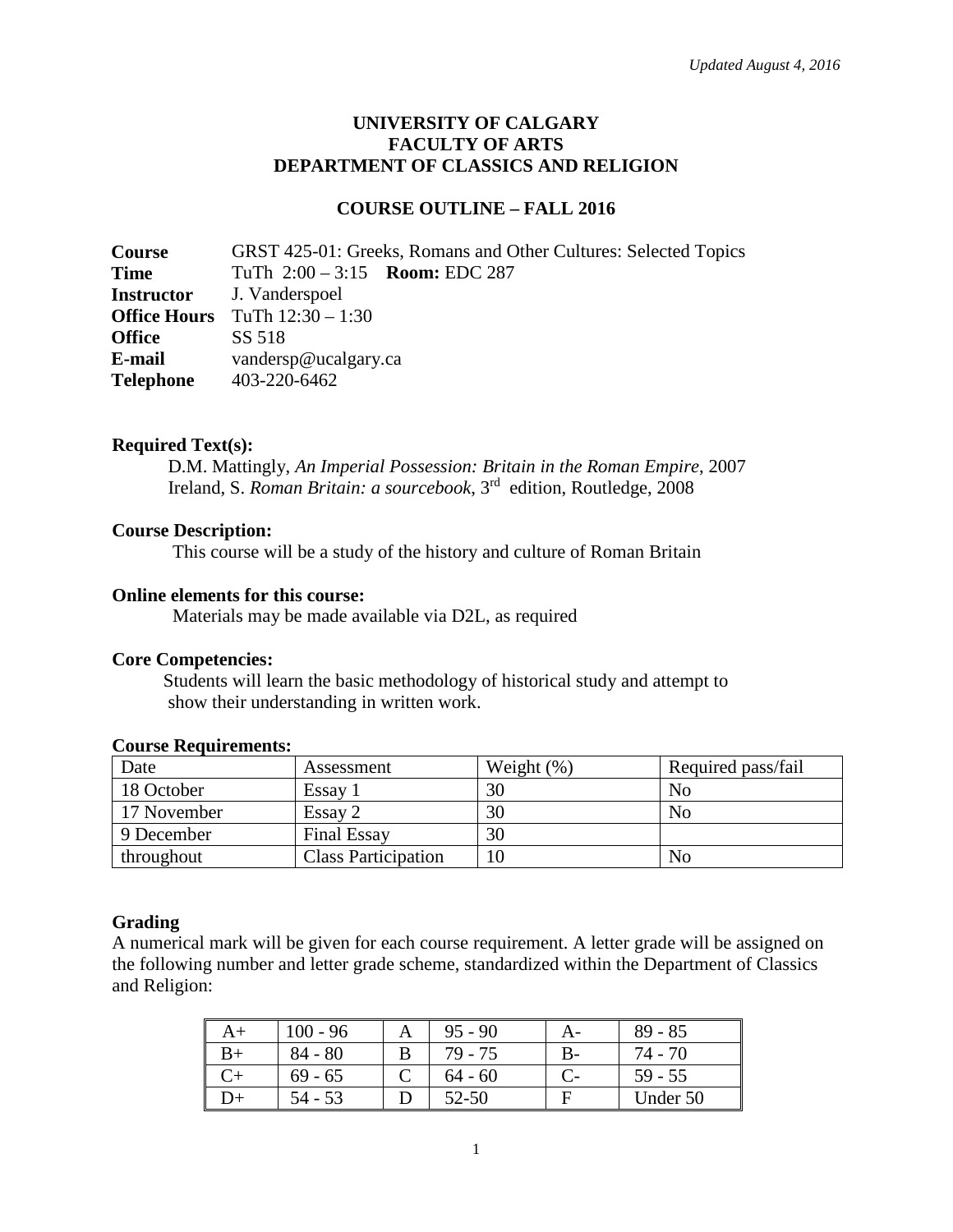*Updated August 4, 2016*

# UNIVERSITY OF CALGARY
# FACULTY OF ARTS
# DEPARTMENT OF CLASSICS AND RELIGION

## COURSE OUTLINE – FALL 2016

**Course** GRST 425-01: Greeks, Romans and Other Cultures: Selected Topics
**Time** TuTh 2:00 – 3:15 **Room:** EDC 287
**Instructor** J. Vanderspoel
**Office Hours** TuTh 12:30 – 1:30
**Office** SS 518
**E-mail** vandersp@ucalgary.ca
**Telephone** 403-220-6462

**Required Text(s):**

D.M. Mattingly, *An Imperial Possession: Britain in the Roman Empire*, 2007
Ireland, S. *Roman Britain: a sourcebook*, 3rd edition, Routledge, 2008

**Course Description:**

This course will be a study of the history and culture of Roman Britain

**Online elements for this course:**

Materials may be made available via D2L, as required

**Core Competencies:**

Students will learn the basic methodology of historical study and attempt to show their understanding in written work.

**Course Requirements:**

| Date | Assessment | Weight (%) | Required pass/fail |
|---|---|---|---|
| 18 October | Essay 1 | 30 | No |
| 17 November | Essay 2 | 30 | No |
| 9 December | Final Essay | 30 | |
| throughout | Class Participation | 10 | No |

**Grading**

A numerical mark will be given for each course requirement. A letter grade will be assigned on the following number and letter grade scheme, standardized within the Department of Classics and Religion:

| | | | | | |
|---|---|---|---|---|---|
| A+ | 100 - 96 | A | 95 - 90 | A- | 89 - 85 |
| B+ | 84 - 80 | B | 79 - 75 | B- | 74 - 70 |
| C+ | 69 - 65 | C | 64 - 60 | C- | 59 - 55 |
| D+ | 54 - 53 | D | 52-50 | F | Under 50 |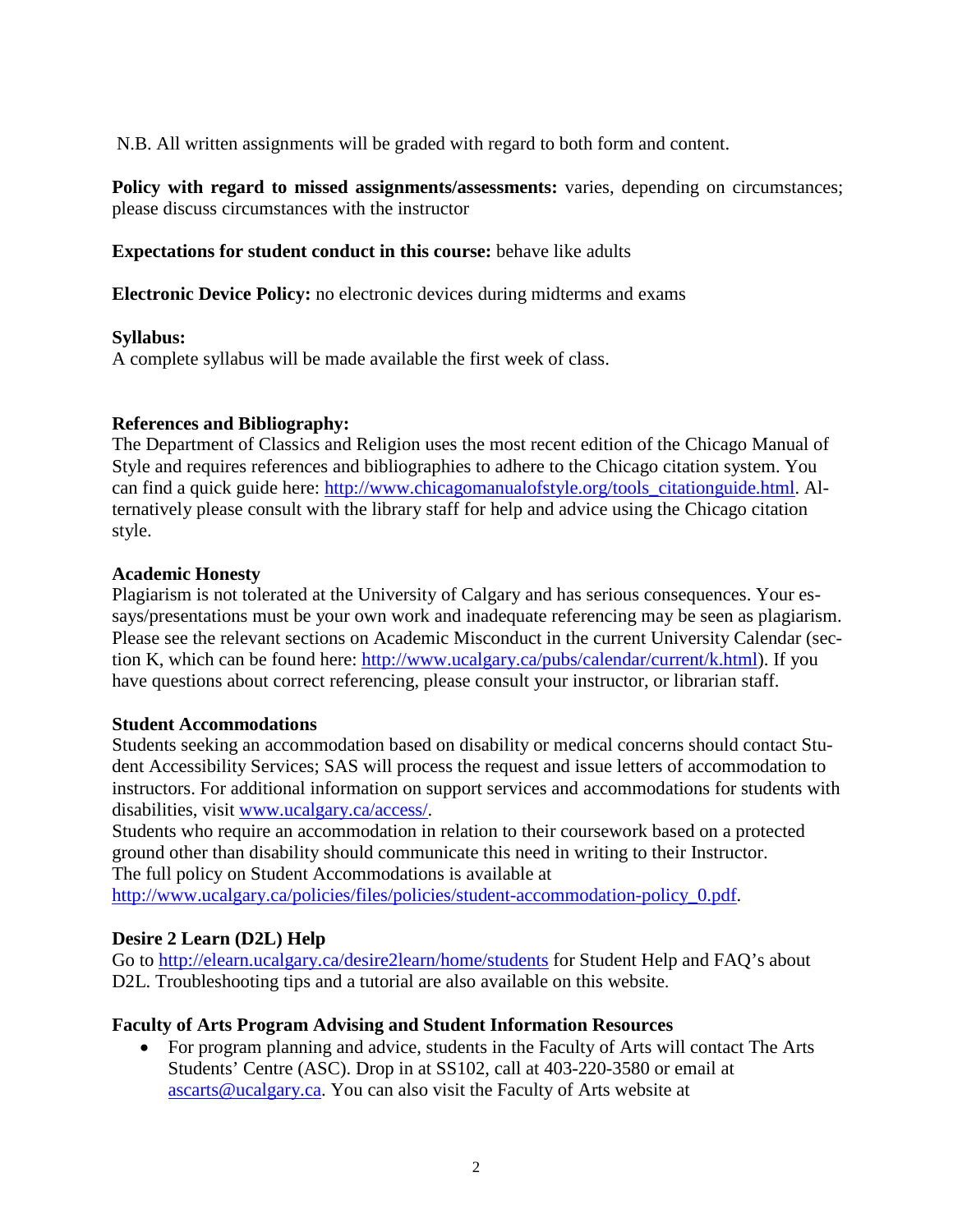N.B. All written assignments will be graded with regard to both form and content.

**Policy with regard to missed assignments/assessments:** varies, depending on circumstances; please discuss circumstances with the instructor

**Expectations for student conduct in this course:** behave like adults

**Electronic Device Policy:** no electronic devices during midterms and exams

**Syllabus:**
A complete syllabus will be made available the first week of class.

**References and Bibliography:**
The Department of Classics and Religion uses the most recent edition of the Chicago Manual of Style and requires references and bibliographies to adhere to the Chicago citation system. You can find a quick guide here: http://www.chicagomanualofstyle.org/tools_citationguide.html. Alternatively please consult with the library staff for help and advice using the Chicago citation style.

**Academic Honesty**
Plagiarism is not tolerated at the University of Calgary and has serious consequences. Your essays/presentations must be your own work and inadequate referencing may be seen as plagiarism. Please see the relevant sections on Academic Misconduct in the current University Calendar (section K, which can be found here: http://www.ucalgary.ca/pubs/calendar/current/k.html). If you have questions about correct referencing, please consult your instructor, or librarian staff.

**Student Accommodations**
Students seeking an accommodation based on disability or medical concerns should contact Student Accessibility Services; SAS will process the request and issue letters of accommodation to instructors. For additional information on support services and accommodations for students with disabilities, visit www.ucalgary.ca/access/.
Students who require an accommodation in relation to their coursework based on a protected ground other than disability should communicate this need in writing to their Instructor.
The full policy on Student Accommodations is available at http://www.ucalgary.ca/policies/files/policies/student-accommodation-policy_0.pdf.

**Desire 2 Learn (D2L) Help**
Go to http://elearn.ucalgary.ca/desire2learn/home/students for Student Help and FAQ's about D2L. Troubleshooting tips and a tutorial are also available on this website.

**Faculty of Arts Program Advising and Student Information Resources**

- For program planning and advice, students in the Faculty of Arts will contact The Arts Students' Centre (ASC). Drop in at SS102, call at 403-220-3580 or email at ascarts@ucalgary.ca. You can also visit the Faculty of Arts website at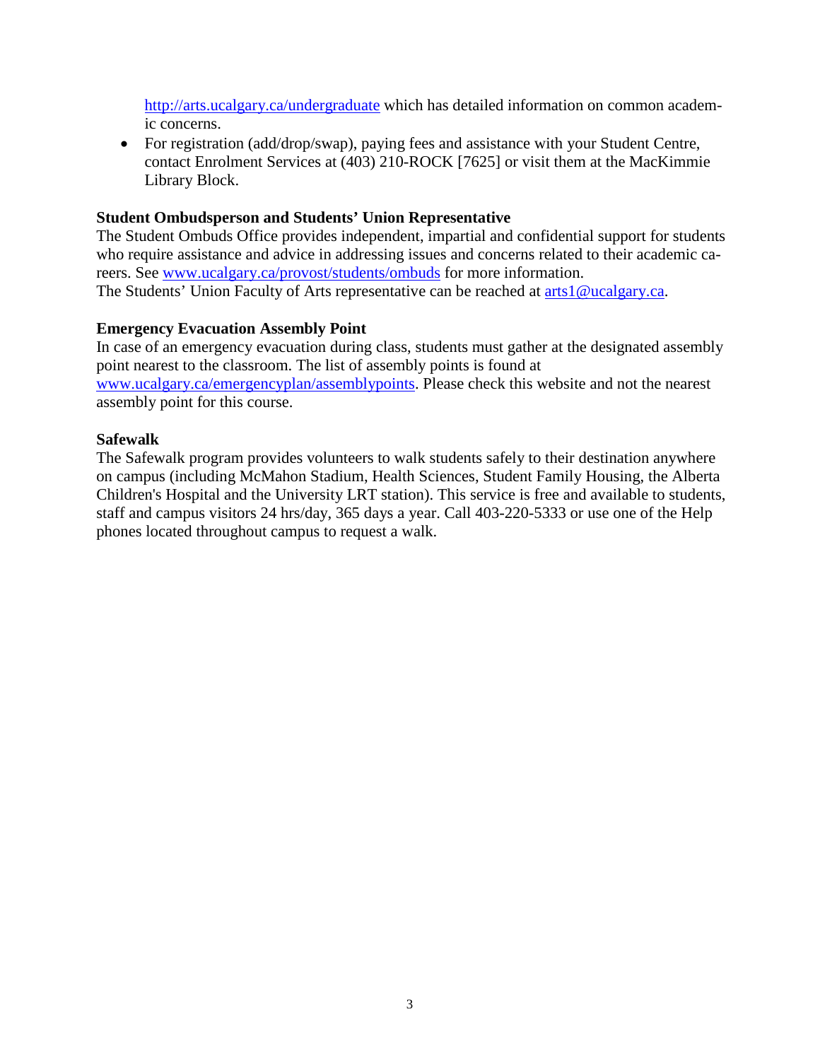http://arts.ucalgary.ca/undergraduate which has detailed information on common academic concerns.

- For registration (add/drop/swap), paying fees and assistance with your Student Centre, contact Enrolment Services at (403) 210-ROCK [7625] or visit them at the MacKimmie Library Block.

**Student Ombudsperson and Students' Union Representative**

The Student Ombuds Office provides independent, impartial and confidential support for students who require assistance and advice in addressing issues and concerns related to their academic careers. See www.ucalgary.ca/provost/students/ombuds for more information.
The Students' Union Faculty of Arts representative can be reached at arts1@ucalgary.ca.

**Emergency Evacuation Assembly Point**

In case of an emergency evacuation during class, students must gather at the designated assembly point nearest to the classroom. The list of assembly points is found at www.ucalgary.ca/emergencyplan/assemblypoints. Please check this website and not the nearest assembly point for this course.

**Safewalk**

The Safewalk program provides volunteers to walk students safely to their destination anywhere on campus (including McMahon Stadium, Health Sciences, Student Family Housing, the Alberta Children's Hospital and the University LRT station). This service is free and available to students, staff and campus visitors 24 hrs/day, 365 days a year. Call 403-220-5333 or use one of the Help phones located throughout campus to request a walk.